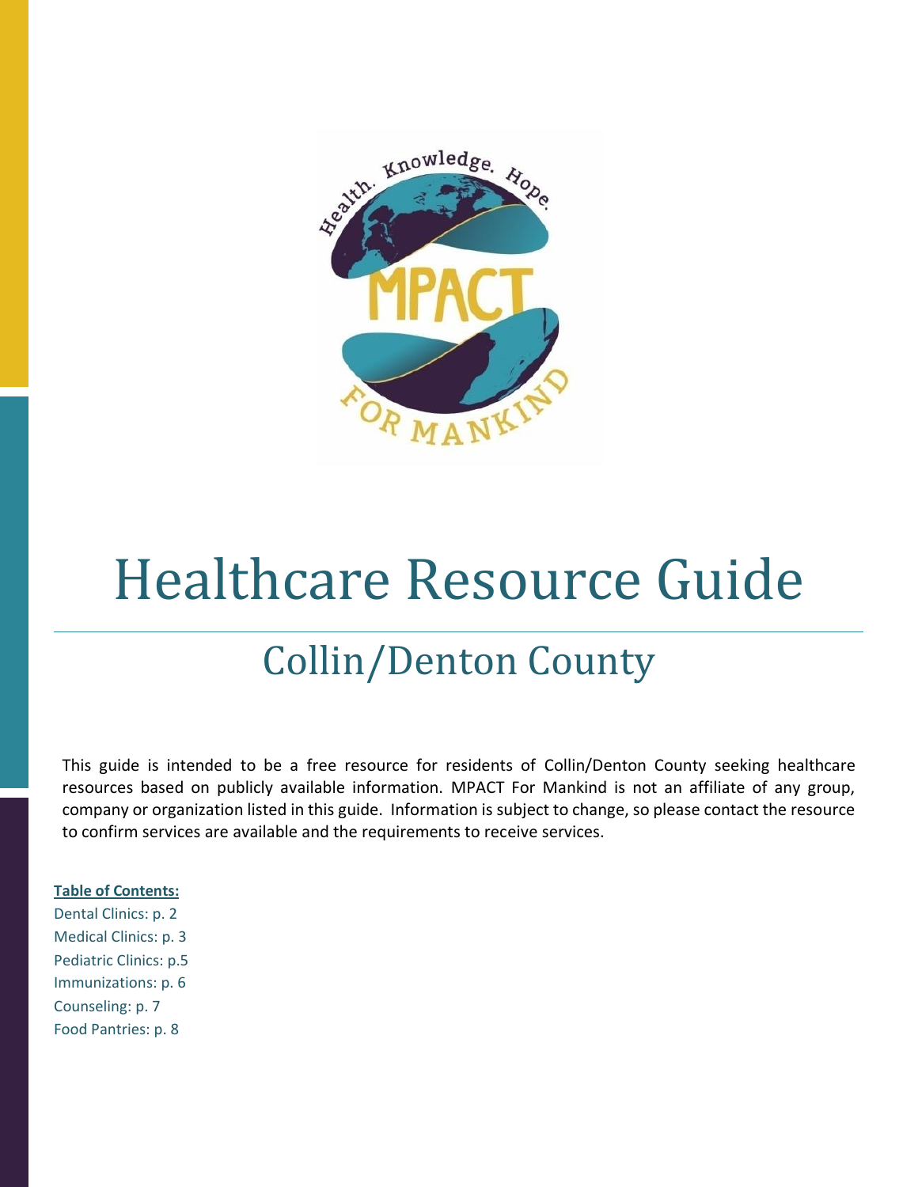# Healthcare Resource Guide

## Collin/Denton County

This guide is intended to be a free resource for residents of Collin/Denton County seeking healthcare resources based on publicly available information. MPACT For Mankind is not an affiliate of any group, company or organization listed in this guide. Information is subject to change, so please contact the resource to confirm services are available and the requirements to receive services.

**Table of Contents:**

Dental Clinics: p. 2
Medical Clinics: p. 3
Pediatric Clinics: p.5
Immunizations: p. 6
Counseling: p. 7
Food Pantries: p. 8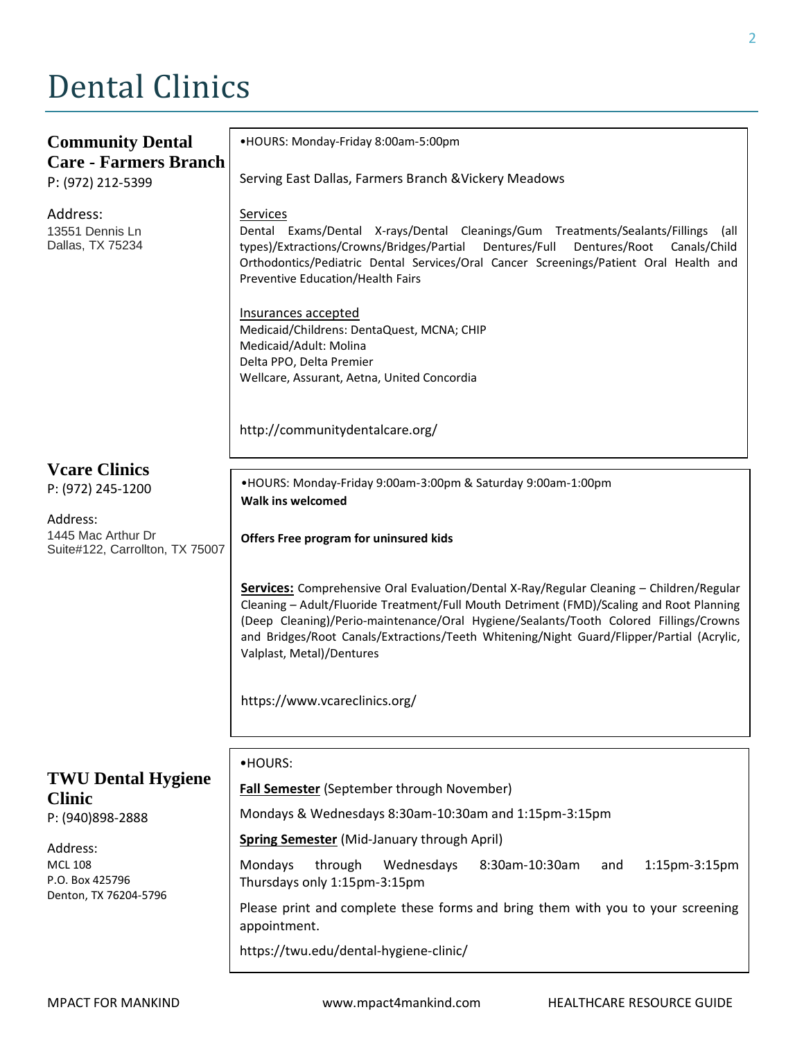# Dental Clinics

### Community Dental Care - Farmers Branch

P: (972) 212-5399

Address:
13551 Dennis Ln
Dallas, TX 75234

•HOURS: Monday-Friday 8:00am-5:00pm

Serving East Dallas, Farmers Branch &Vickery Meadows

Services
Dental Exams/Dental X-rays/Dental Cleanings/Gum Treatments/Sealants/Fillings (all types)/Extractions/Crowns/Bridges/Partial Dentures/Full Dentures/Root Canals/Child Orthodontics/Pediatric Dental Services/Oral Cancer Screenings/Patient Oral Health and Preventive Education/Health Fairs

Insurances accepted
Medicaid/Childrens: DentaQuest, MCNA; CHIP
Medicaid/Adult: Molina
Delta PPO, Delta Premier
Wellcare, Assurant, Aetna, United Concordia

http://communitydentalcare.org/

### Vcare Clinics

P: (972) 245-1200

Address:
1445 Mac Arthur Dr
Suite#122, Carrollton, TX 75007

•HOURS: Monday-Friday 9:00am-3:00pm & Saturday 9:00am-1:00pm
**Walk ins welcomed**

**Offers Free program for uninsured kids**

**Services:** Comprehensive Oral Evaluation/Dental X-Ray/Regular Cleaning – Children/Regular Cleaning – Adult/Fluoride Treatment/Full Mouth Detriment (FMD)/Scaling and Root Planning (Deep Cleaning)/Perio-maintenance/Oral Hygiene/Sealants/Tooth Colored Fillings/Crowns and Bridges/Root Canals/Extractions/Teeth Whitening/Night Guard/Flipper/Partial (Acrylic, Valplast, Metal)/Dentures

https://www.vcareclinics.org/

### TWU Dental Hygiene Clinic

P: (940)898-2888

Address:
MCL 108
P.O. Box 425796
Denton, TX 76204-5796

•HOURS:

**Fall Semester** (September through November)

Mondays & Wednesdays 8:30am-10:30am and 1:15pm-3:15pm

**Spring Semester** (Mid-January through April)

Mondays through Wednesdays 8:30am-10:30am and 1:15pm-3:15pm
Thursdays only 1:15pm-3:15pm

Please print and complete these forms and bring them with you to your screening appointment.

https://twu.edu/dental-hygiene-clinic/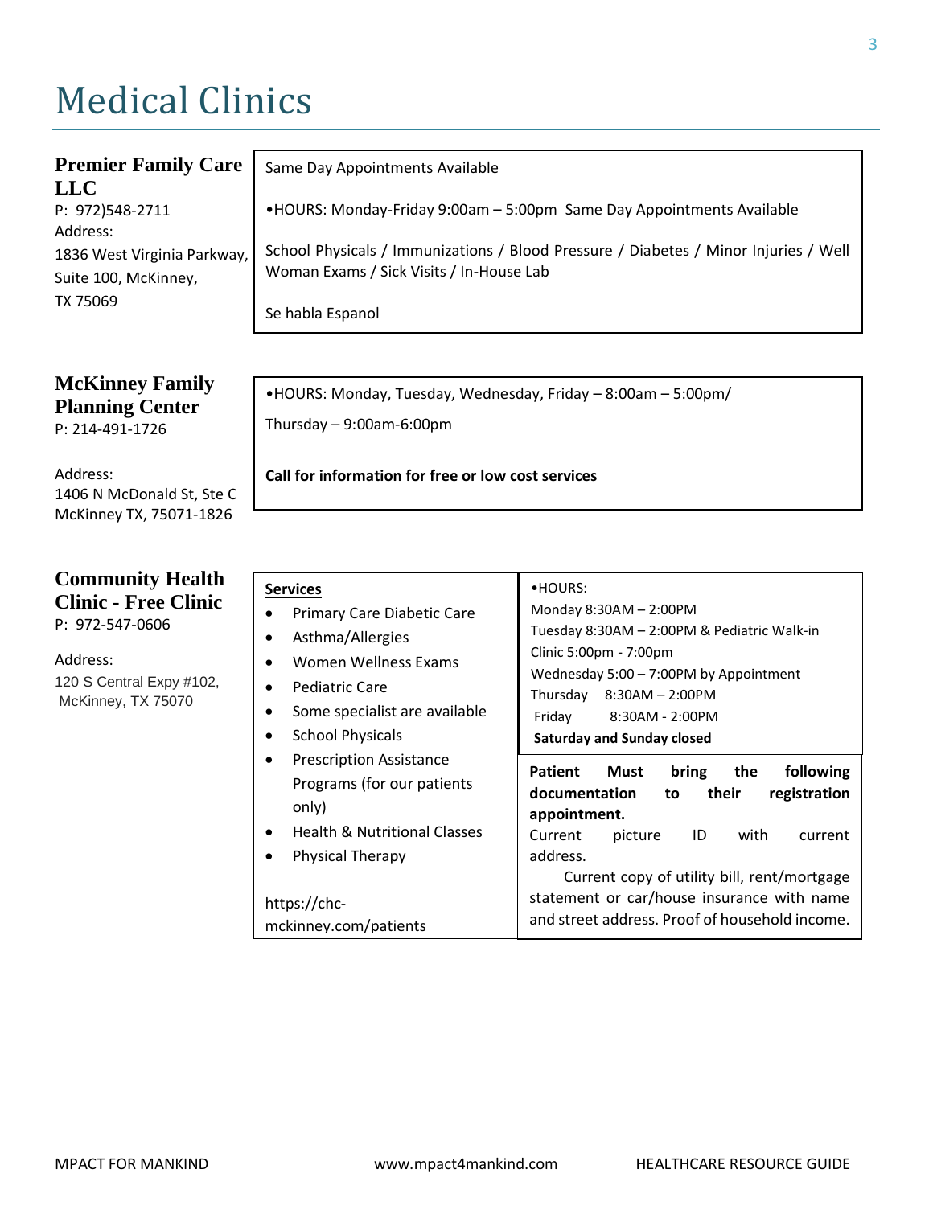# Medical Clinics

## Premier Family Care LLC

P: 972)548-2711
Address:
1836 West Virginia Parkway, Suite 100, McKinney, TX 75069

Same Day Appointments Available

•HOURS: Monday-Friday 9:00am – 5:00pm Same Day Appointments Available

School Physicals / Immunizations / Blood Pressure / Diabetes / Minor Injuries / Well Woman Exams / Sick Visits / In-House Lab

Se habla Espanol

## McKinney Family Planning Center

P: 214-491-1726

Address:
1406 N McDonald St, Ste C
McKinney TX, 75071-1826

•HOURS: Monday, Tuesday, Wednesday, Friday – 8:00am – 5:00pm/
Thursday – 9:00am-6:00pm

**Call for information for free or low cost services**

## Community Health Clinic - Free Clinic

P: 972-547-0606

Address:
120 S Central Expy #102, McKinney, TX 75070

**Services**

- Primary Care Diabetic Care
- Asthma/Allergies
- Women Wellness Exams
- Pediatric Care
- Some specialist are available
- School Physicals
- Prescription Assistance Programs (for our patients only)
- Health & Nutritional Classes
- Physical Therapy

https://chc-mckinney.com/patients

•HOURS:
Monday 8:30AM – 2:00PM
Tuesday 8:30AM – 2:00PM & Pediatric Walk-in Clinic 5:00pm - 7:00pm
Wednesday 5:00 – 7:00PM by Appointment
Thursday 8:30AM – 2:00PM
Friday 8:30AM - 2:00PM
**Saturday and Sunday closed**

**Patient Must bring the following documentation to their registration appointment.**
Current picture ID with current address.
Current copy of utility bill, rent/mortgage statement or car/house insurance with name and street address. Proof of household income.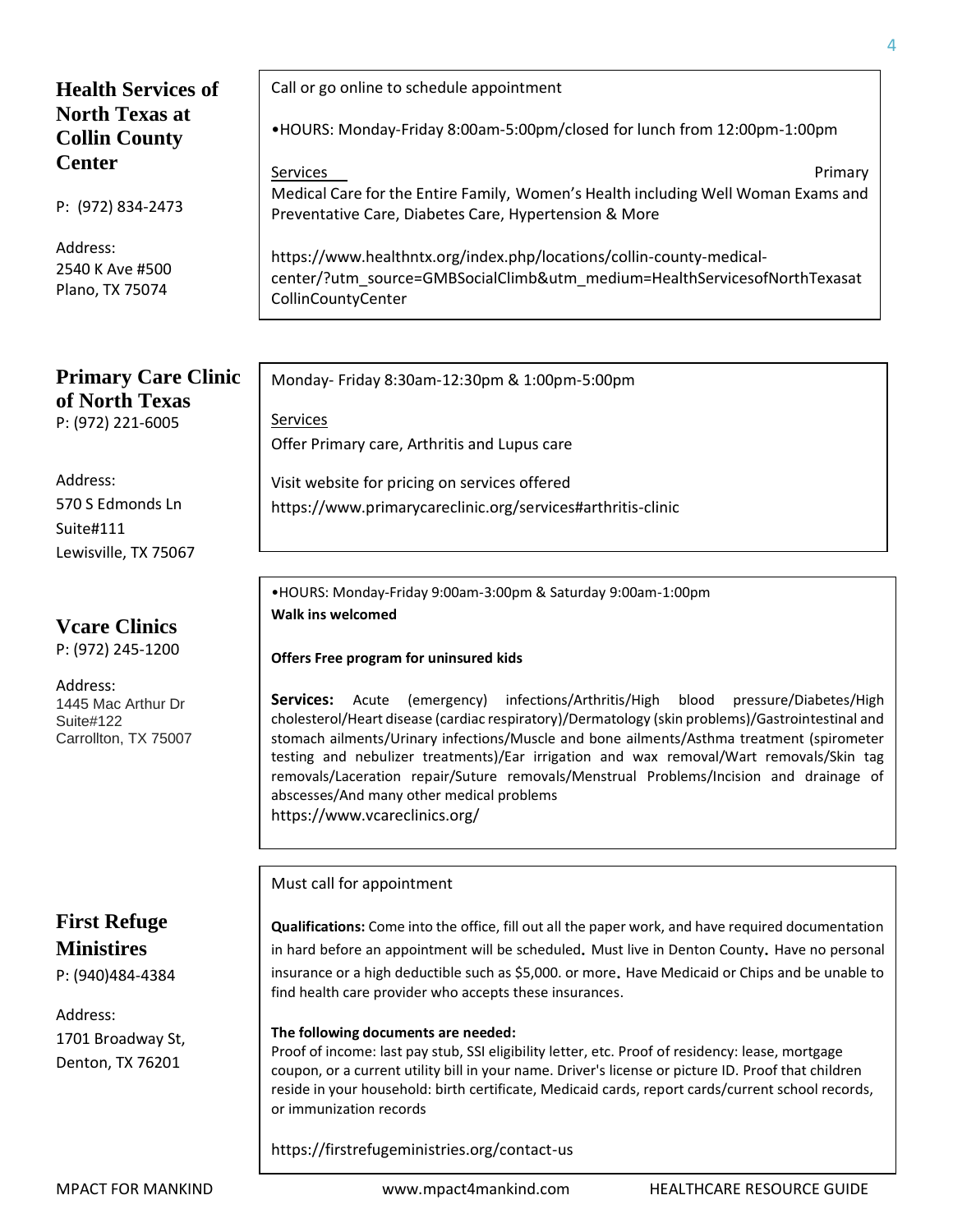## Health Services of North Texas at Collin County Center

P: (972) 834-2473

Address:
2540 K Ave #500
Plano, TX 75074

Call or go online to schedule appointment

•HOURS: Monday-Friday 8:00am-5:00pm/closed for lunch from 12:00pm-1:00pm

Services

Primary Medical Care for the Entire Family, Women's Health including Well Woman Exams and Preventative Care, Diabetes Care, Hypertension & More

https://www.healthntx.org/index.php/locations/collin-county-medical-center/?utm_source=GMBSocialClimb&utm_medium=HealthServicesofNorthTexasatCollinCountyCenter

## Primary Care Clinic of North Texas

P: (972) 221-6005

Address:
570 S Edmonds Ln
Suite#111
Lewisville, TX 75067

Monday- Friday 8:30am-12:30pm & 1:00pm-5:00pm

Services

Offer Primary care, Arthritis and Lupus care

Visit website for pricing on services offered
https://www.primarycareclinic.org/services#arthritis-clinic

## Vcare Clinics

P: (972) 245-1200

Address:
1445 Mac Arthur Dr
Suite#122
Carrollton, TX 75007

•HOURS: Monday-Friday 9:00am-3:00pm & Saturday 9:00am-1:00pm

**Walk ins welcomed**

**Offers Free program for uninsured kids**

**Services:** Acute (emergency) infections/Arthritis/High blood pressure/Diabetes/High cholesterol/Heart disease (cardiac respiratory)/Dermatology (skin problems)/Gastrointestinal and stomach ailments/Urinary infections/Muscle and bone ailments/Asthma treatment (spirometer testing and nebulizer treatments)/Ear irrigation and wax removal/Wart removals/Skin tag removals/Laceration repair/Suture removals/Menstrual Problems/Incision and drainage of abscesses/And many other medical problems

https://www.vcareclinics.org/

## First Refuge Ministires

P: (940)484-4384

Address:
1701 Broadway St,
Denton, TX 76201

Must call for appointment

**Qualifications:** Come into the office, fill out all the paper work, and have required documentation in hard before an appointment will be scheduled. Must live in Denton County. Have no personal insurance or a high deductible such as $5,000. or more. Have Medicaid or Chips and be unable to find health care provider who accepts these insurances.

**The following documents are needed:**

Proof of income: last pay stub, SSI eligibility letter, etc. Proof of residency: lease, mortgage coupon, or a current utility bill in your name. Driver's license or picture ID. Proof that children reside in your household: birth certificate, Medicaid cards, report cards/current school records, or immunization records

https://firstrefugeministries.org/contact-us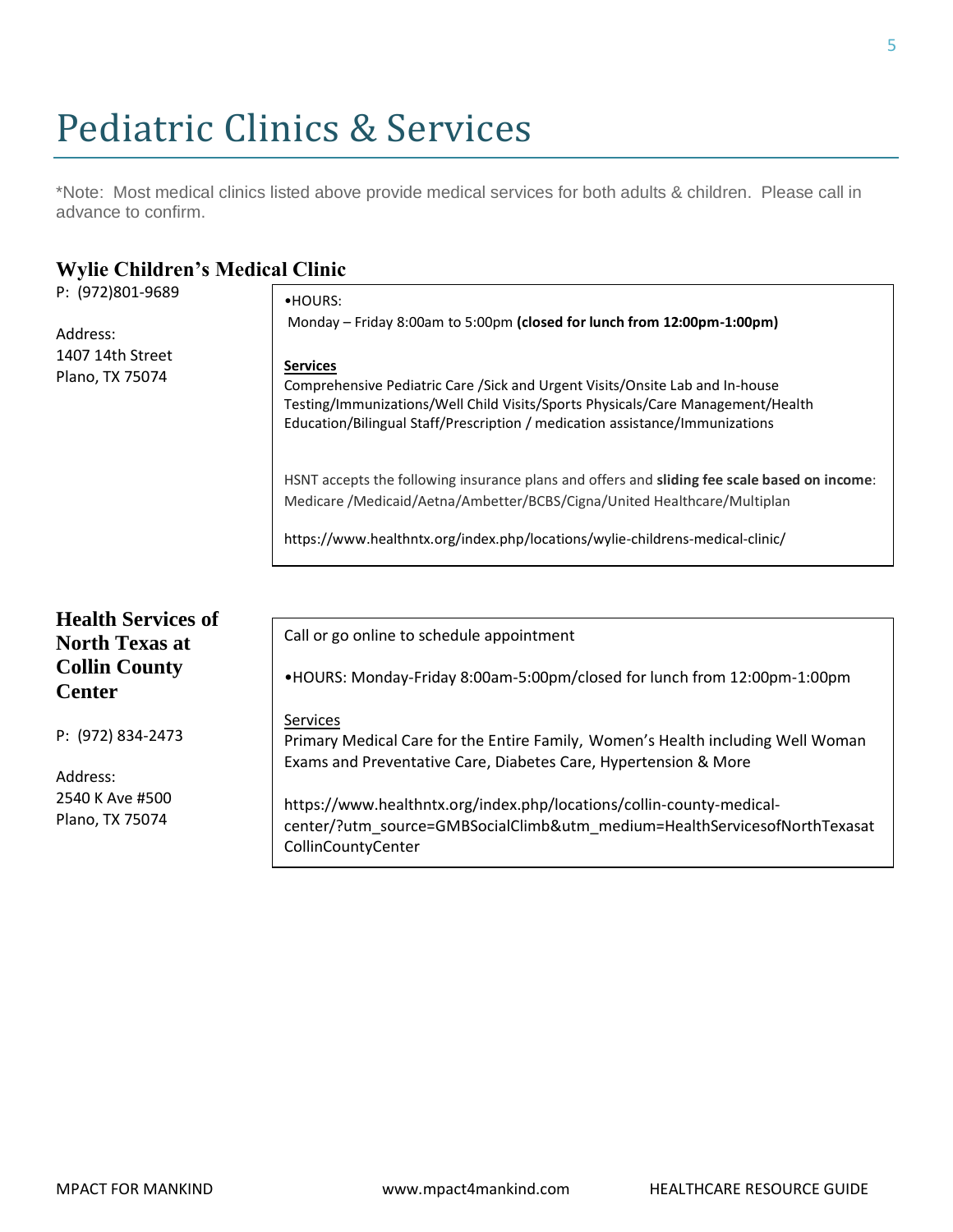# Pediatric Clinics & Services

*Note: Most medical clinics listed above provide medical services for both adults & children. Please call in advance to confirm.

## Wylie Children's Medical Clinic

P: (972)801-9689

Address:
1407 14th Street
Plano, TX 75074

•HOURS:
Monday – Friday 8:00am to 5:00pm **(closed for lunch from 12:00pm-1:00pm)**

**Services**
Comprehensive Pediatric Care /Sick and Urgent Visits/Onsite Lab and In-house Testing/Immunizations/Well Child Visits/Sports Physicals/Care Management/Health Education/Bilingual Staff/Prescription / medication assistance/Immunizations

HSNT accepts the following insurance plans and offers and **sliding fee scale based on income**: Medicare /Medicaid/Aetna/Ambetter/BCBS/Cigna/United Healthcare/Multiplan

https://www.healthntx.org/index.php/locations/wylie-childrens-medical-clinic/

## Health Services of North Texas at Collin County Center

P: (972) 834-2473

Address:
2540 K Ave #500
Plano, TX 75074

Call or go online to schedule appointment

•HOURS: Monday-Friday 8:00am-5:00pm/closed for lunch from 12:00pm-1:00pm

Services
Primary Medical Care for the Entire Family, Women's Health including Well Woman Exams and Preventative Care, Diabetes Care, Hypertension & More

https://www.healthntx.org/index.php/locations/collin-county-medical-center/?utm_source=GMBSocialClimb&utm_medium=HealthServicesofNorthTexasatCollinCountyCenter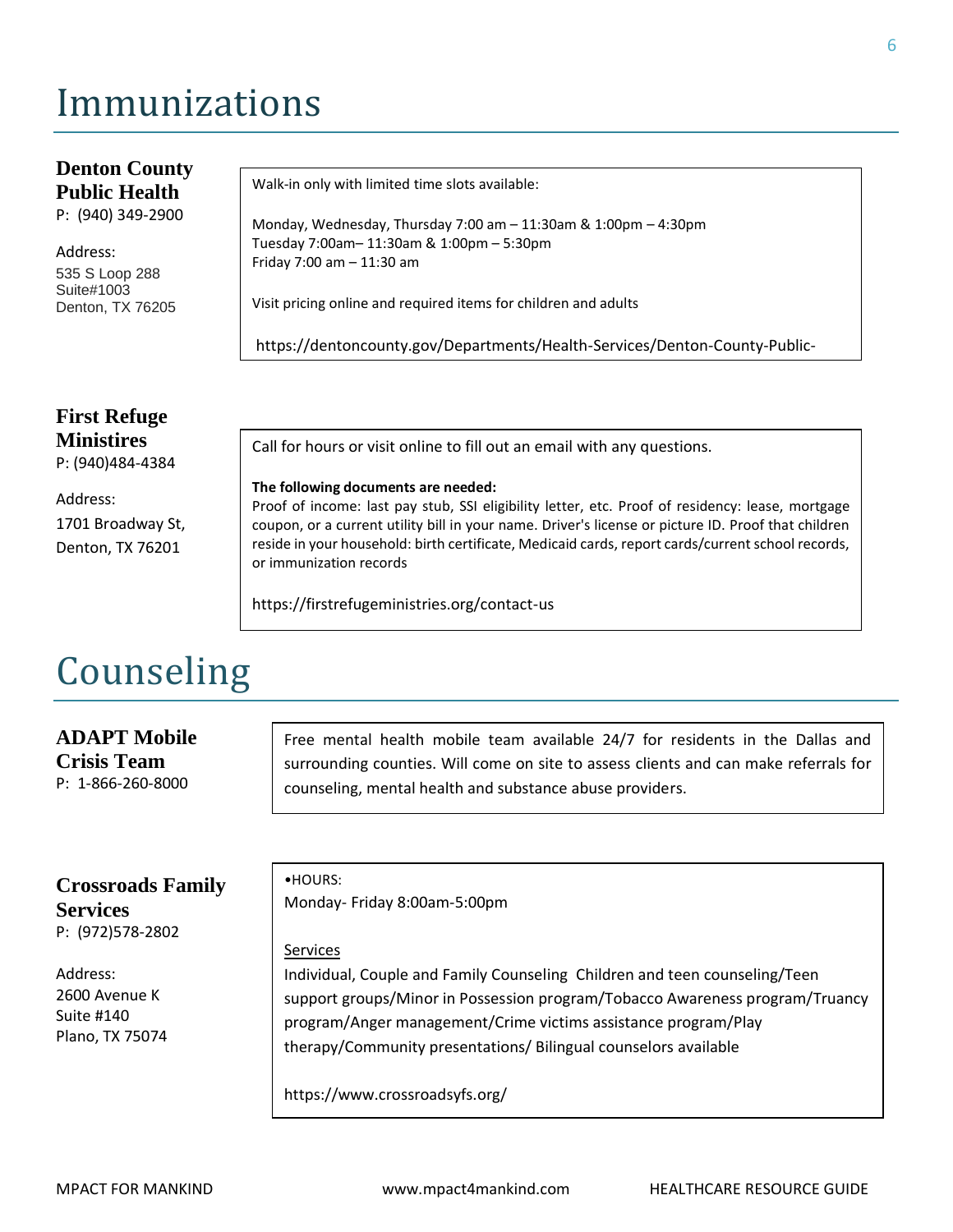# Immunizations

### Denton County Public Health

P: (940) 349-2900

Address:
535 S Loop 288
Suite#1003
Denton, TX 76205

Walk-in only with limited time slots available:

Monday, Wednesday, Thursday 7:00 am – 11:30am & 1:00pm – 4:30pm
Tuesday 7:00am– 11:30am & 1:00pm – 5:30pm
Friday 7:00 am – 11:30 am

Visit pricing online and required items for children and adults

https://dentoncounty.gov/Departments/Health-Services/Denton-County-Public-

### First Refuge Ministries

P: (940)484-4384

Address:
1701 Broadway St,
Denton, TX 76201

Call for hours or visit online to fill out an email with any questions.

**The following documents are needed:**
Proof of income: last pay stub, SSI eligibility letter, etc. Proof of residency: lease, mortgage coupon, or a current utility bill in your name. Driver's license or picture ID. Proof that children reside in your household: birth certificate, Medicaid cards, report cards/current school records, or immunization records

https://firstrefugeministries.org/contact-us

# Counseling

### ADAPT Mobile Crisis Team

P: 1-866-260-8000

Free mental health mobile team available 24/7 for residents in the Dallas and surrounding counties. Will come on site to assess clients and can make referrals for counseling, mental health and substance abuse providers.

### Crossroads Family Services

P: (972)578-2802

Address:
2600 Avenue K
Suite #140
Plano, TX 75074

•HOURS:
Monday- Friday 8:00am-5:00pm

Services

Individual, Couple and Family Counseling Children and teen counseling/Teen support groups/Minor in Possession program/Tobacco Awareness program/Truancy program/Anger management/Crime victims assistance program/Play therapy/Community presentations/ Bilingual counselors available

https://www.crossroadsyfs.org/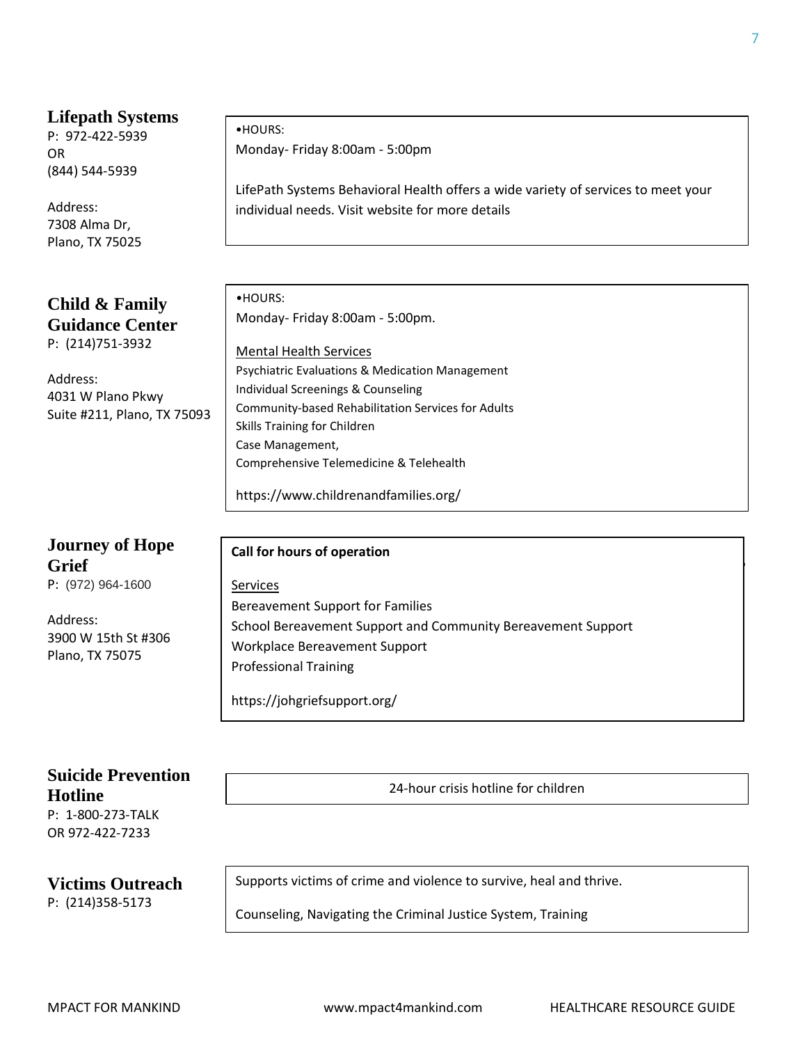## Lifepath Systems

P: 972-422-5939
OR
(844) 544-5939

Address:
7308 Alma Dr,
Plano, TX 75025

•HOURS:
Monday- Friday 8:00am - 5:00pm

LifePath Systems Behavioral Health offers a wide variety of services to meet your individual needs. Visit website for more details

## Child & Family Guidance Center

P: (214)751-3932

Address:
4031 W Plano Pkwy
Suite #211, Plano, TX 75093

•HOURS:
Monday- Friday 8:00am - 5:00pm.

Mental Health Services

Psychiatric Evaluations & Medication Management
Individual Screenings & Counseling
Community-based Rehabilitation Services for Adults
Skills Training for Children
Case Management,
Comprehensive Telemedicine & Telehealth

https://www.childrenandfamilies.org/

## Journey of Hope Grief

P: (972) 964-1600

Address:
3900 W 15th St #306
Plano, TX 75075

**Call for hours of operation**

Services

Bereavement Support for Families
School Bereavement Support and Community Bereavement Support
Workplace Bereavement Support
Professional Training

https://johgriefsupport.org/

## Suicide Prevention Hotline

P: 1-800-273-TALK
OR 972-422-7233

24-hour crisis hotline for children

## Victims Outreach

P: (214)358-5173

Supports victims of crime and violence to survive, heal and thrive.

Counseling, Navigating the Criminal Justice System, Training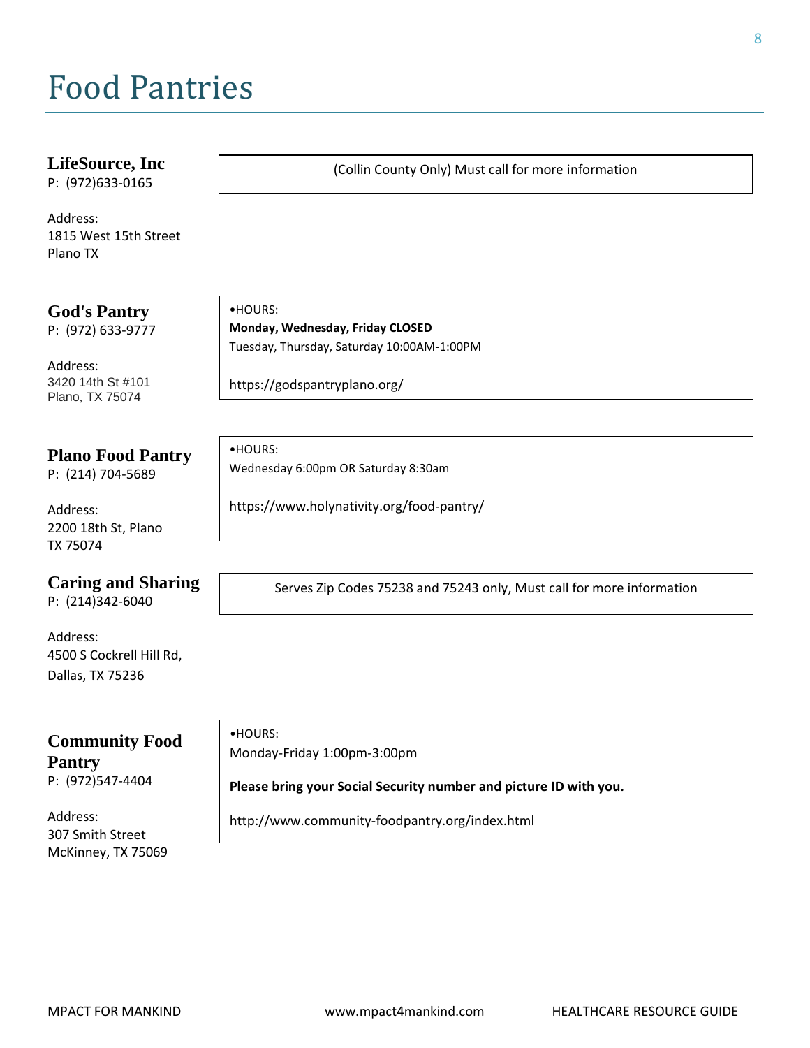# Food Pantries

## LifeSource, Inc

P: (972)633-0165

Address:
1815 West 15th Street
Plano TX

(Collin County Only) Must call for more information

## God's Pantry

P: (972) 633-9777

Address:
3420 14th St #101
Plano, TX 75074

•HOURS:
**Monday, Wednesday, Friday CLOSED**
Tuesday, Thursday, Saturday 10:00AM-1:00PM

https://godspantryplano.org/

## Plano Food Pantry

P: (214) 704-5689

Address:
2200 18th St, Plano
TX 75074

•HOURS:
Wednesday 6:00pm OR Saturday 8:30am

https://www.holynativity.org/food-pantry/

## Caring and Sharing

P: (214)342-6040

Address:
4500 S Cockrell Hill Rd,
Dallas, TX 75236

Serves Zip Codes 75238 and 75243 only, Must call for more information

## Community Food Pantry

P: (972)547-4404

Address:
307 Smith Street
McKinney, TX 75069

•HOURS:
Monday-Friday 1:00pm-3:00pm

**Please bring your Social Security number and picture ID with you.**

http://www.community-foodpantry.org/index.html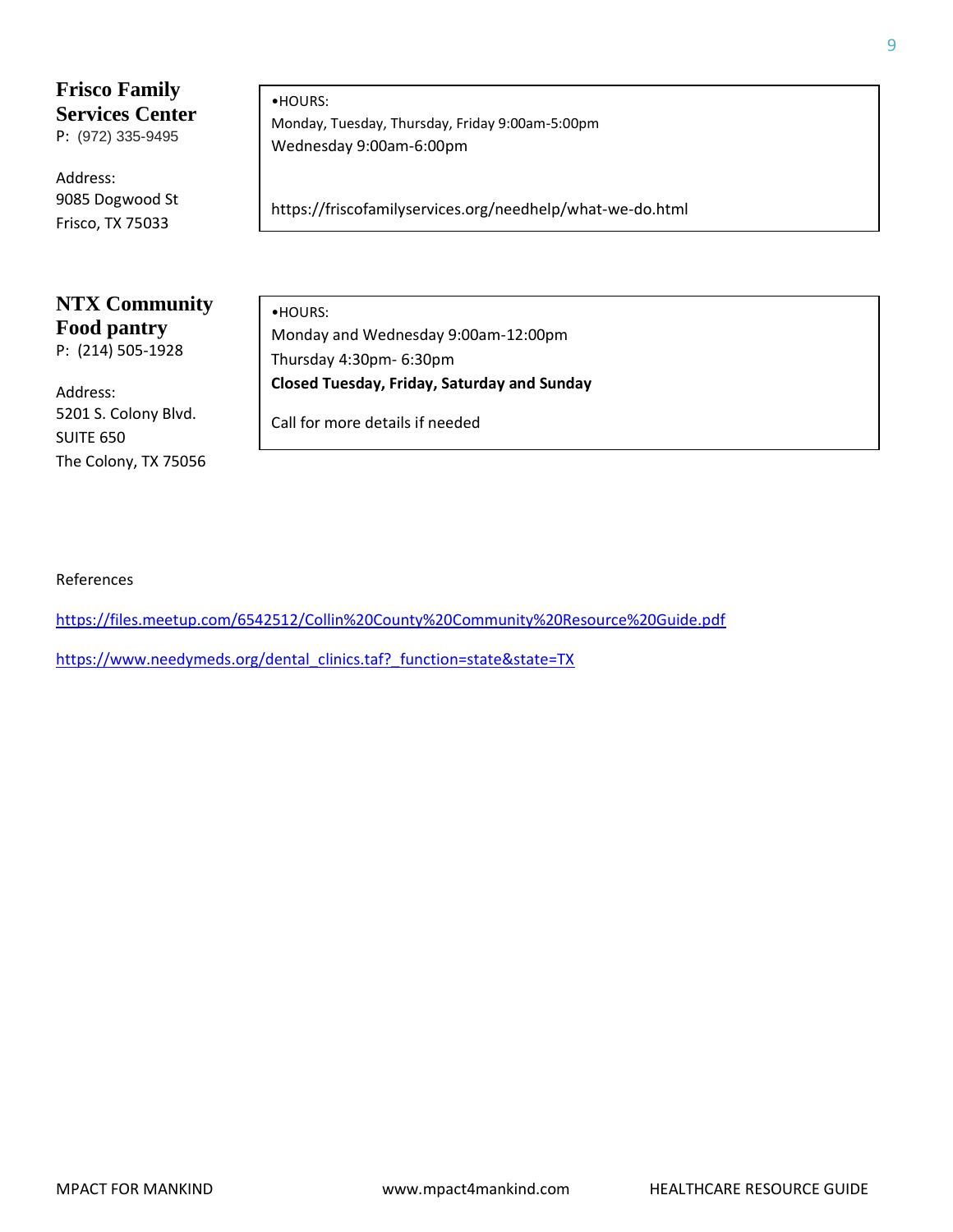## Frisco Family Services Center

P: (972) 335-9495

Address:
9085 Dogwood St
Frisco, TX 75033

•HOURS:
Monday, Tuesday, Thursday, Friday 9:00am-5:00pm
Wednesday 9:00am-6:00pm

https://friscofamilyservices.org/needhelp/what-we-do.html

## NTX Community Food pantry

P: (214) 505-1928

Address:
5201 S. Colony Blvd.
SUITE 650
The Colony, TX 75056

•HOURS:
Monday and Wednesday 9:00am-12:00pm
Thursday 4:30pm- 6:30pm
**Closed Tuesday, Friday, Saturday and Sunday**

Call for more details if needed

References

https://files.meetup.com/6542512/Collin%20County%20Community%20Resource%20Guide.pdf

https://www.needymeds.org/dental_clinics.taf?_function=state&state=TX